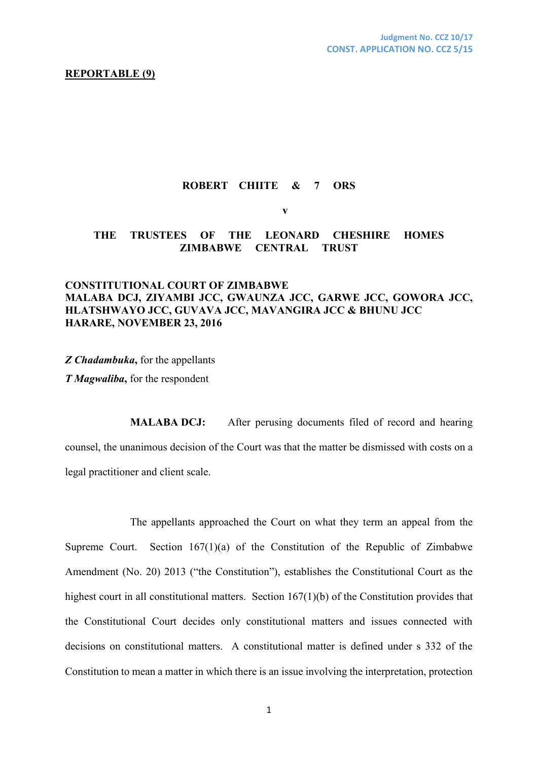Judgment No. CCZ 10/17
CONST. APPLICATION NO. CCZ 5/15

**REPORTABLE (9)**

**ROBERT CHIITE & 7 ORS**

**v**

**THE TRUSTEES OF THE LEONARD CHESHIRE HOMES ZIMBABWE CENTRAL TRUST**

**CONSTITUTIONAL COURT OF ZIMBABWE**
**MALABA DCJ, ZIYAMBI JCC, GWAUNZA JCC, GARWE JCC, GOWORA JCC, HLATSHWAYO JCC, GUVAVA JCC, MAVANGIRA JCC & BHUNU JCC**
**HARARE, NOVEMBER 23, 2016**

***Z Chadambuka*****,** for the appellants

***T Magwaliba*****,** for the respondent

**MALABA DCJ:** After perusing documents filed of record and hearing counsel, the unanimous decision of the Court was that the matter be dismissed with costs on a legal practitioner and client scale.

The appellants approached the Court on what they term an appeal from the Supreme Court. Section 167(1)(a) of the Constitution of the Republic of Zimbabwe Amendment (No. 20) 2013 ("the Constitution"), establishes the Constitutional Court as the highest court in all constitutional matters. Section 167(1)(b) of the Constitution provides that the Constitutional Court decides only constitutional matters and issues connected with decisions on constitutional matters. A constitutional matter is defined under s 332 of the Constitution to mean a matter in which there is an issue involving the interpretation, protection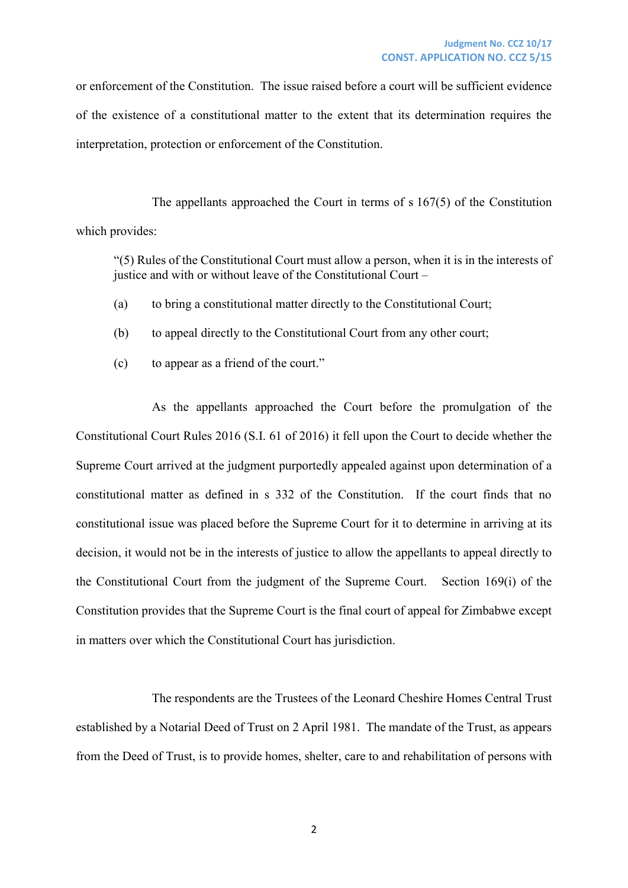or enforcement of the Constitution. The issue raised before a court will be sufficient evidence of the existence of a constitutional matter to the extent that its determination requires the interpretation, protection or enforcement of the Constitution.

The appellants approached the Court in terms of s 167(5) of the Constitution which provides:

> "(5) Rules of the Constitutional Court must allow a person, when it is in the interests of justice and with or without leave of the Constitutional Court –
>
> (a) to bring a constitutional matter directly to the Constitutional Court;
>
> (b) to appeal directly to the Constitutional Court from any other court;
>
> (c) to appear as a friend of the court."

As the appellants approached the Court before the promulgation of the Constitutional Court Rules 2016 (S.I. 61 of 2016) it fell upon the Court to decide whether the Supreme Court arrived at the judgment purportedly appealed against upon determination of a constitutional matter as defined in s 332 of the Constitution. If the court finds that no constitutional issue was placed before the Supreme Court for it to determine in arriving at its decision, it would not be in the interests of justice to allow the appellants to appeal directly to the Constitutional Court from the judgment of the Supreme Court. Section 169(i) of the Constitution provides that the Supreme Court is the final court of appeal for Zimbabwe except in matters over which the Constitutional Court has jurisdiction.

The respondents are the Trustees of the Leonard Cheshire Homes Central Trust established by a Notarial Deed of Trust on 2 April 1981. The mandate of the Trust, as appears from the Deed of Trust, is to provide homes, shelter, care to and rehabilitation of persons with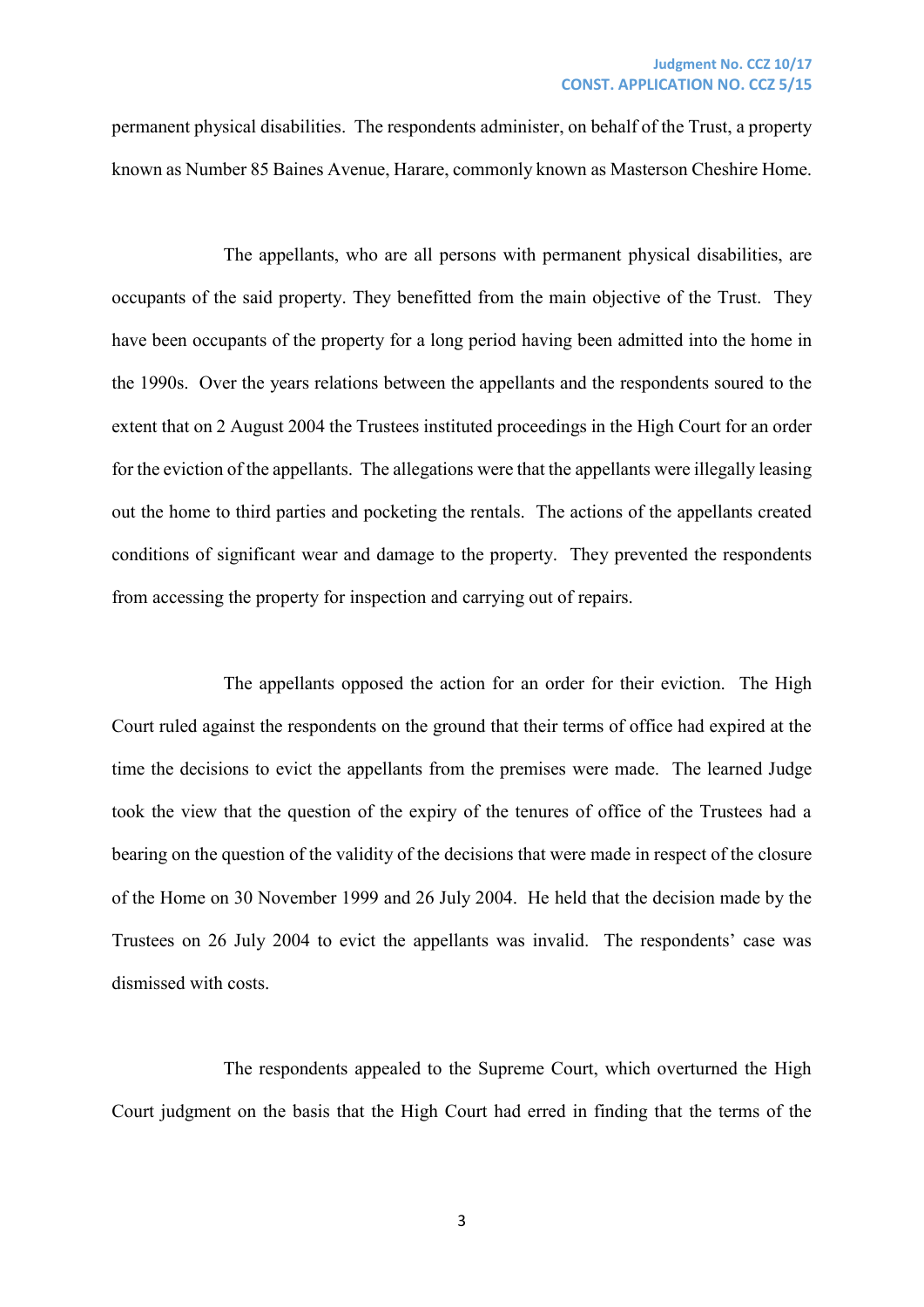permanent physical disabilities. The respondents administer, on behalf of the Trust, a property known as Number 85 Baines Avenue, Harare, commonly known as Masterson Cheshire Home.

The appellants, who are all persons with permanent physical disabilities, are occupants of the said property. They benefitted from the main objective of the Trust. They have been occupants of the property for a long period having been admitted into the home in the 1990s. Over the years relations between the appellants and the respondents soured to the extent that on 2 August 2004 the Trustees instituted proceedings in the High Court for an order for the eviction of the appellants. The allegations were that the appellants were illegally leasing out the home to third parties and pocketing the rentals. The actions of the appellants created conditions of significant wear and damage to the property. They prevented the respondents from accessing the property for inspection and carrying out of repairs.

The appellants opposed the action for an order for their eviction. The High Court ruled against the respondents on the ground that their terms of office had expired at the time the decisions to evict the appellants from the premises were made. The learned Judge took the view that the question of the expiry of the tenures of office of the Trustees had a bearing on the question of the validity of the decisions that were made in respect of the closure of the Home on 30 November 1999 and 26 July 2004. He held that the decision made by the Trustees on 26 July 2004 to evict the appellants was invalid. The respondents' case was dismissed with costs.

The respondents appealed to the Supreme Court, which overturned the High Court judgment on the basis that the High Court had erred in finding that the terms of the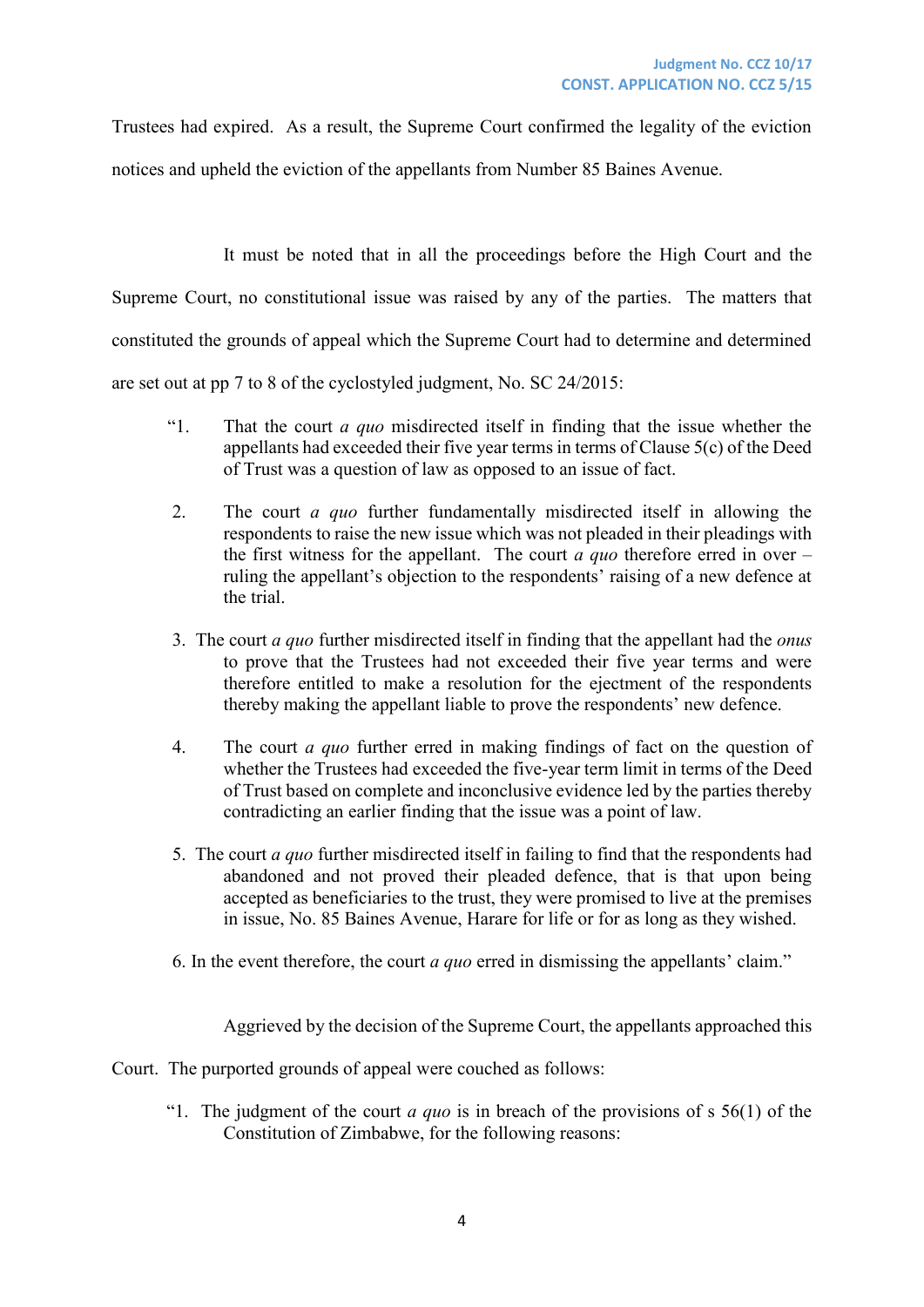Trustees had expired. As a result, the Supreme Court confirmed the legality of the eviction notices and upheld the eviction of the appellants from Number 85 Baines Avenue.

It must be noted that in all the proceedings before the High Court and the Supreme Court, no constitutional issue was raised by any of the parties. The matters that constituted the grounds of appeal which the Supreme Court had to determine and determined are set out at pp 7 to 8 of the cyclostyled judgment, No. SC 24/2015:

> "1. That the court *a quo* misdirected itself in finding that the issue whether the appellants had exceeded their five year terms in terms of Clause 5(c) of the Deed of Trust was a question of law as opposed to an issue of fact.
>
> 2. The court *a quo* further fundamentally misdirected itself in allowing the respondents to raise the new issue which was not pleaded in their pleadings with the first witness for the appellant. The court *a quo* therefore erred in over – ruling the appellant's objection to the respondents' raising of a new defence at the trial.
>
> 3. The court *a quo* further misdirected itself in finding that the appellant had the *onus* to prove that the Trustees had not exceeded their five year terms and were therefore entitled to make a resolution for the ejectment of the respondents thereby making the appellant liable to prove the respondents' new defence.
>
> 4. The court *a quo* further erred in making findings of fact on the question of whether the Trustees had exceeded the five-year term limit in terms of the Deed of Trust based on complete and inconclusive evidence led by the parties thereby contradicting an earlier finding that the issue was a point of law.
>
> 5. The court *a quo* further misdirected itself in failing to find that the respondents had abandoned and not proved their pleaded defence, that is that upon being accepted as beneficiaries to the trust, they were promised to live at the premises in issue, No. 85 Baines Avenue, Harare for life or for as long as they wished.
>
> 6. In the event therefore, the court *a quo* erred in dismissing the appellants' claim."

Aggrieved by the decision of the Supreme Court, the appellants approached this Court. The purported grounds of appeal were couched as follows:

> "1. The judgment of the court *a quo* is in breach of the provisions of s 56(1) of the Constitution of Zimbabwe, for the following reasons: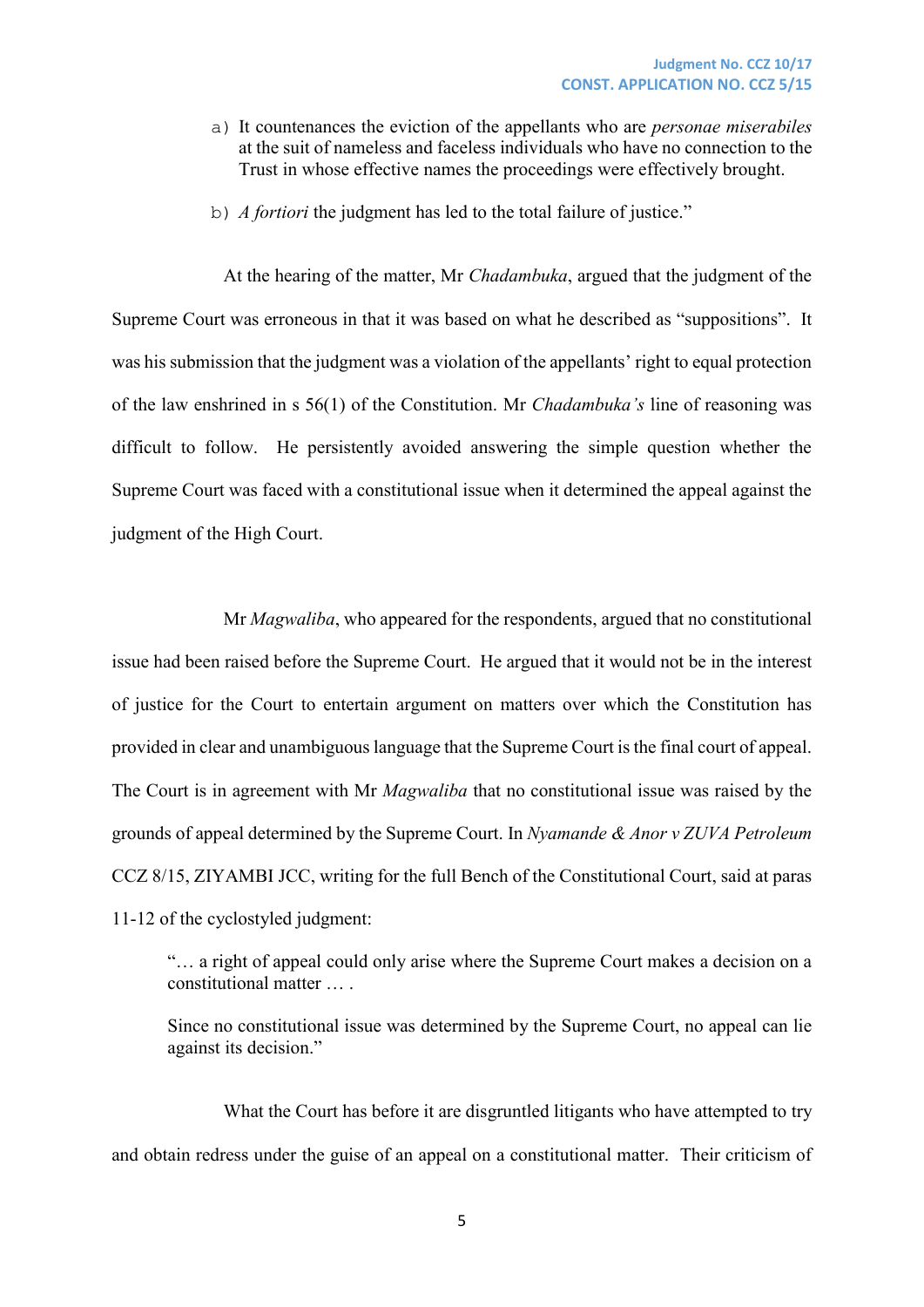a) It countenances the eviction of the appellants who are *personae miserabiles* at the suit of nameless and faceless individuals who have no connection to the Trust in whose effective names the proceedings were effectively brought.

b) *A fortiori* the judgment has led to the total failure of justice."

At the hearing of the matter, Mr *Chadambuka*, argued that the judgment of the Supreme Court was erroneous in that it was based on what he described as "suppositions". It was his submission that the judgment was a violation of the appellants' right to equal protection of the law enshrined in s 56(1) of the Constitution. Mr *Chadambuka's* line of reasoning was difficult to follow. He persistently avoided answering the simple question whether the Supreme Court was faced with a constitutional issue when it determined the appeal against the judgment of the High Court.

Mr *Magwaliba*, who appeared for the respondents, argued that no constitutional issue had been raised before the Supreme Court. He argued that it would not be in the interest of justice for the Court to entertain argument on matters over which the Constitution has provided in clear and unambiguous language that the Supreme Court is the final court of appeal. The Court is in agreement with Mr *Magwaliba* that no constitutional issue was raised by the grounds of appeal determined by the Supreme Court. In *Nyamande & Anor v ZUVA Petroleum* CCZ 8/15, ZIYAMBI JCC, writing for the full Bench of the Constitutional Court, said at paras 11-12 of the cyclostyled judgment:

> "… a right of appeal could only arise where the Supreme Court makes a decision on a constitutional matter … .
>
> Since no constitutional issue was determined by the Supreme Court, no appeal can lie against its decision."

What the Court has before it are disgruntled litigants who have attempted to try and obtain redress under the guise of an appeal on a constitutional matter. Their criticism of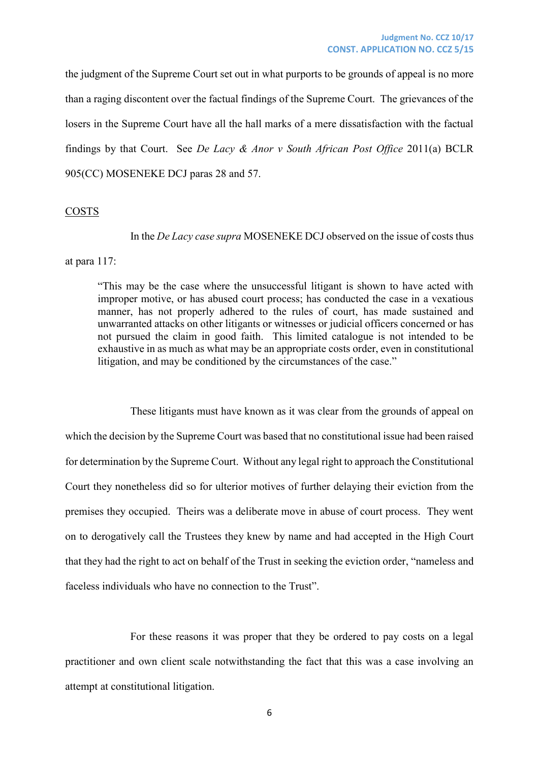the judgment of the Supreme Court set out in what purports to be grounds of appeal is no more than a raging discontent over the factual findings of the Supreme Court. The grievances of the losers in the Supreme Court have all the hall marks of a mere dissatisfaction with the factual findings by that Court. See *De Lacy & Anor v South African Post Office* 2011(a) BCLR 905(CC) MOSENEKE DCJ paras 28 and 57.

<u>COSTS</u>

In the *De Lacy case supra* MOSENEKE DCJ observed on the issue of costs thus at para 117:

> "This may be the case where the unsuccessful litigant is shown to have acted with improper motive, or has abused court process; has conducted the case in a vexatious manner, has not properly adhered to the rules of court, has made sustained and unwarranted attacks on other litigants or witnesses or judicial officers concerned or has not pursued the claim in good faith. This limited catalogue is not intended to be exhaustive in as much as what may be an appropriate costs order, even in constitutional litigation, and may be conditioned by the circumstances of the case."

These litigants must have known as it was clear from the grounds of appeal on which the decision by the Supreme Court was based that no constitutional issue had been raised for determination by the Supreme Court. Without any legal right to approach the Constitutional Court they nonetheless did so for ulterior motives of further delaying their eviction from the premises they occupied. Theirs was a deliberate move in abuse of court process. They went on to derogatively call the Trustees they knew by name and had accepted in the High Court that they had the right to act on behalf of the Trust in seeking the eviction order, "nameless and faceless individuals who have no connection to the Trust".

For these reasons it was proper that they be ordered to pay costs on a legal practitioner and own client scale notwithstanding the fact that this was a case involving an attempt at constitutional litigation.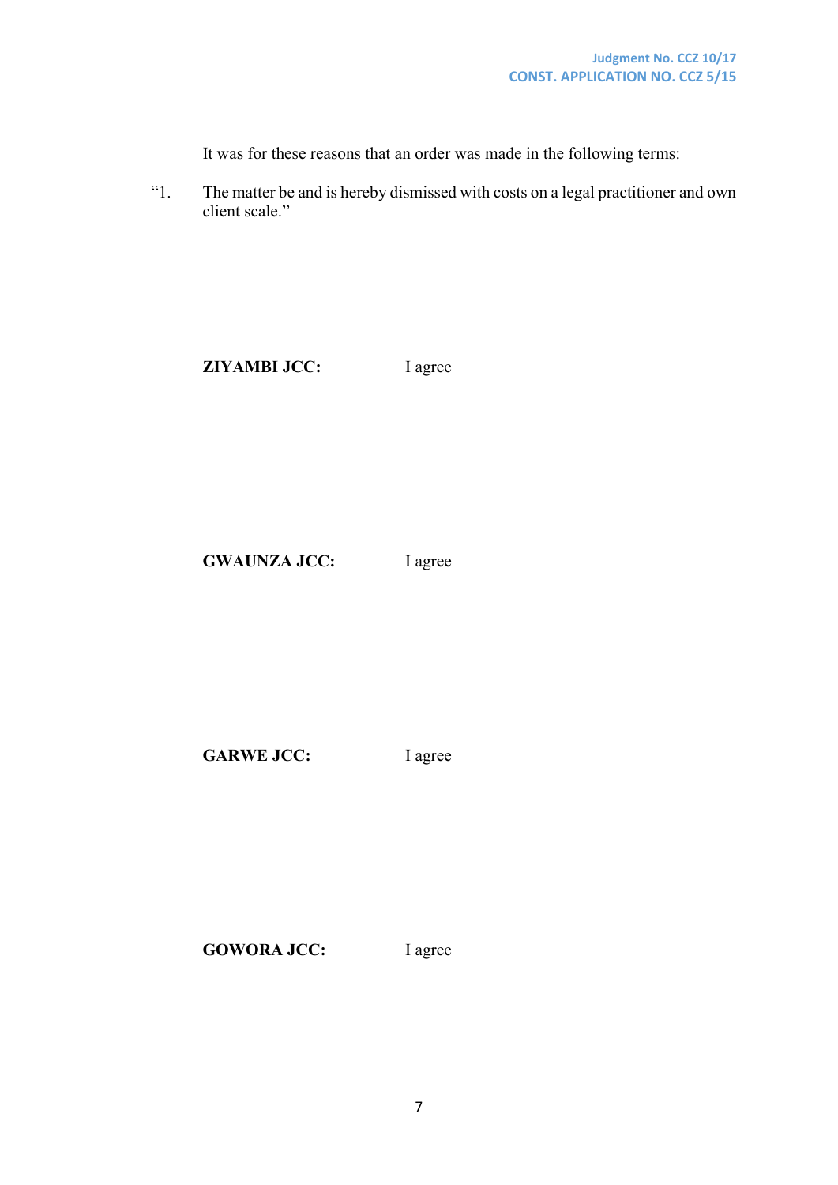It was for these reasons that an order was made in the following terms:

"1. The matter be and is hereby dismissed with costs on a legal practitioner and own client scale."

**ZIYAMBI JCC:** I agree

**GWAUNZA JCC:** I agree

**GARWE JCC:** I agree

**GOWORA JCC:** I agree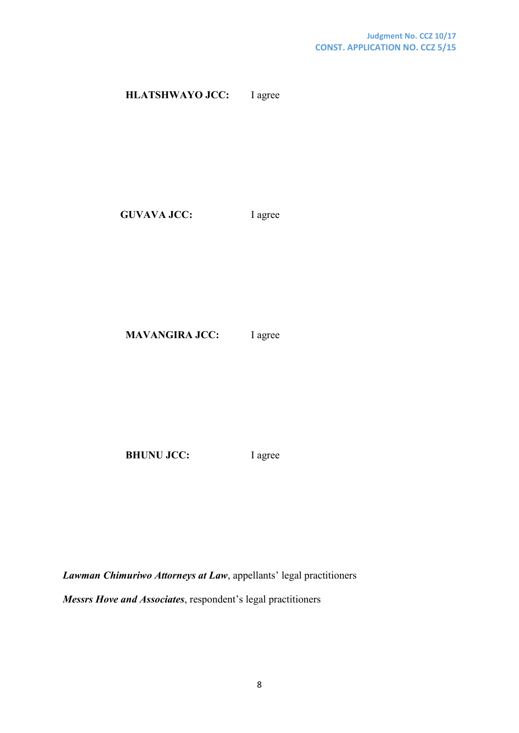**HLATSHWAYO JCC:** I agree

**GUVAVA JCC:** I agree

**MAVANGIRA JCC:** I agree

**BHUNU JCC:** I agree

***Lawman Chimuriwo Attorneys at Law***, appellants' legal practitioners

***Messrs Hove and Associates***, respondent's legal practitioners